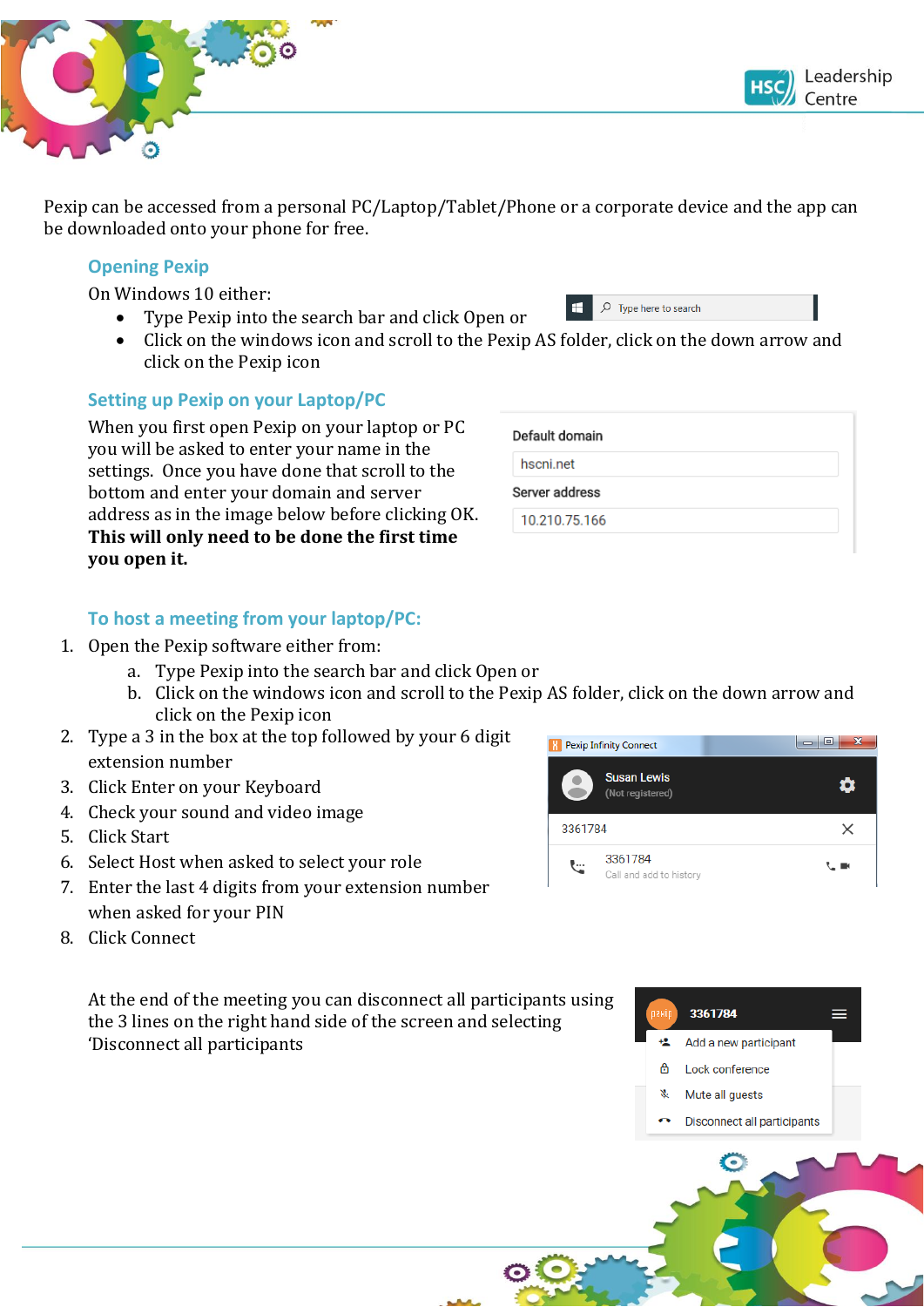Pexip can be accessed from a personal PC/Laptop/Tablet/Phone or a corporate device and the app can be downloaded onto your phone for free.

## Opening Pexip

On Windows 10 either:

- Type Pexip into the search bar and click Open or
- Click on the windows icon and scroll to the Pexip AS folder, click on the down arrow and click on the Pexip icon

## Setting up Pexip on your Laptop/PC

When you first open Pexip on your laptop or PC you will be asked to enter your name in the settings. Once you have done that scroll to the bottom and enter your domain and server address as in the image below before clicking OK. **This will only need to be done the first time you open it.**

Default domain
hscni.net
Server address
10.210.75.166

## To host a meeting from your laptop/PC:

1. Open the Pexip software either from:
   a. Type Pexip into the search bar and click Open or
   b. Click on the windows icon and scroll to the Pexip AS folder, click on the down arrow and click on the Pexip icon
2. Type a 3 in the box at the top followed by your 6 digit extension number
3. Click Enter on your Keyboard
4. Check your sound and video image
5. Click Start
6. Select Host when asked to select your role
7. Enter the last 4 digits from your extension number when asked for your PIN
8. Click Connect

At the end of the meeting you can disconnect all participants using the 3 lines on the right hand side of the screen and selecting 'Disconnect all participants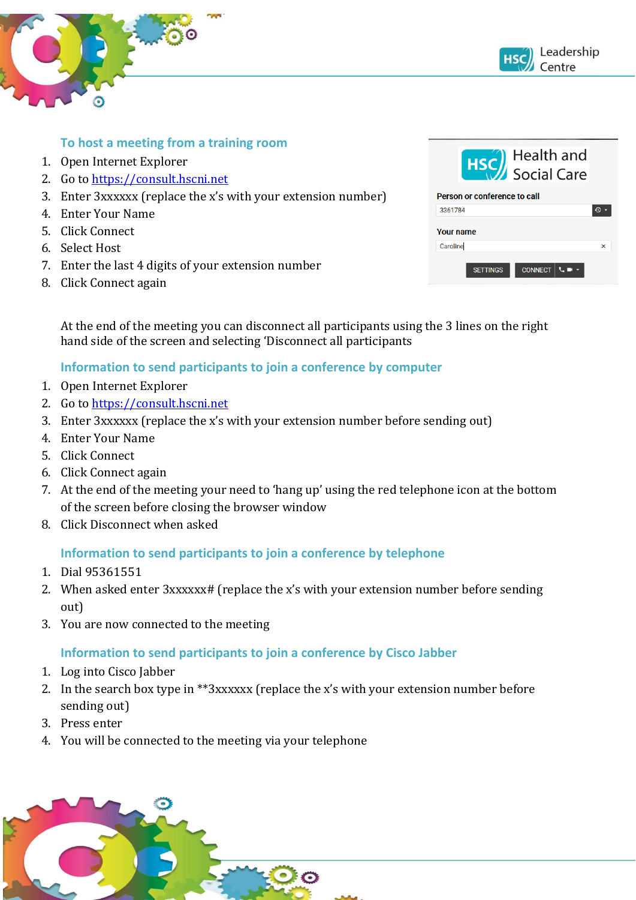## To host a meeting from a training room

1. Open Internet Explorer
2. Go to https://consult.hscni.net
3. Enter 3xxxxxx (replace the x's with your extension number)
4. Enter Your Name
5. Click Connect
6. Select Host
7. Enter the last 4 digits of your extension number
8. Click Connect again

At the end of the meeting you can disconnect all participants using the 3 lines on the right hand side of the screen and selecting 'Disconnect all participants

## Information to send participants to join a conference by computer

1. Open Internet Explorer
2. Go to https://consult.hscni.net
3. Enter 3xxxxxx (replace the x's with your extension number before sending out)
4. Enter Your Name
5. Click Connect
6. Click Connect again
7. At the end of the meeting your need to 'hang up' using the red telephone icon at the bottom of the screen before closing the browser window
8. Click Disconnect when asked

## Information to send participants to join a conference by telephone

1. Dial 95361551
2. When asked enter 3xxxxxx# (replace the x's with your extension number before sending out)
3. You are now connected to the meeting

## Information to send participants to join a conference by Cisco Jabber

1. Log into Cisco Jabber
2. In the search box type in **3xxxxxx (replace the x's with your extension number before sending out)
3. Press enter
4. You will be connected to the meeting via your telephone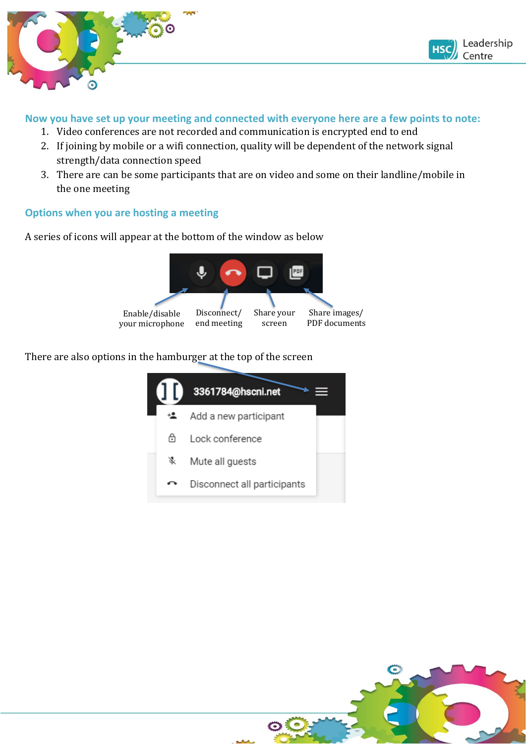## Now you have set up your meeting and connected with everyone here are a few points to note:

1. Video conferences are not recorded and communication is encrypted end to end
2. If joining by mobile or a wifi connection, quality will be dependent of the network signal strength/data connection speed
3. There are can be some participants that are on video and some on their landline/mobile in the one meeting

## Options when you are hosting a meeting

A series of icons will appear at the bottom of the window as below

Enable/disable your microphone

Disconnect/ end meeting

Share your screen

Share images/ PDF documents

There are also options in the hamburger at the top of the screen

3361784@hscni.net

Add a new participant

Lock conference

Mute all guests

Disconnect all participants